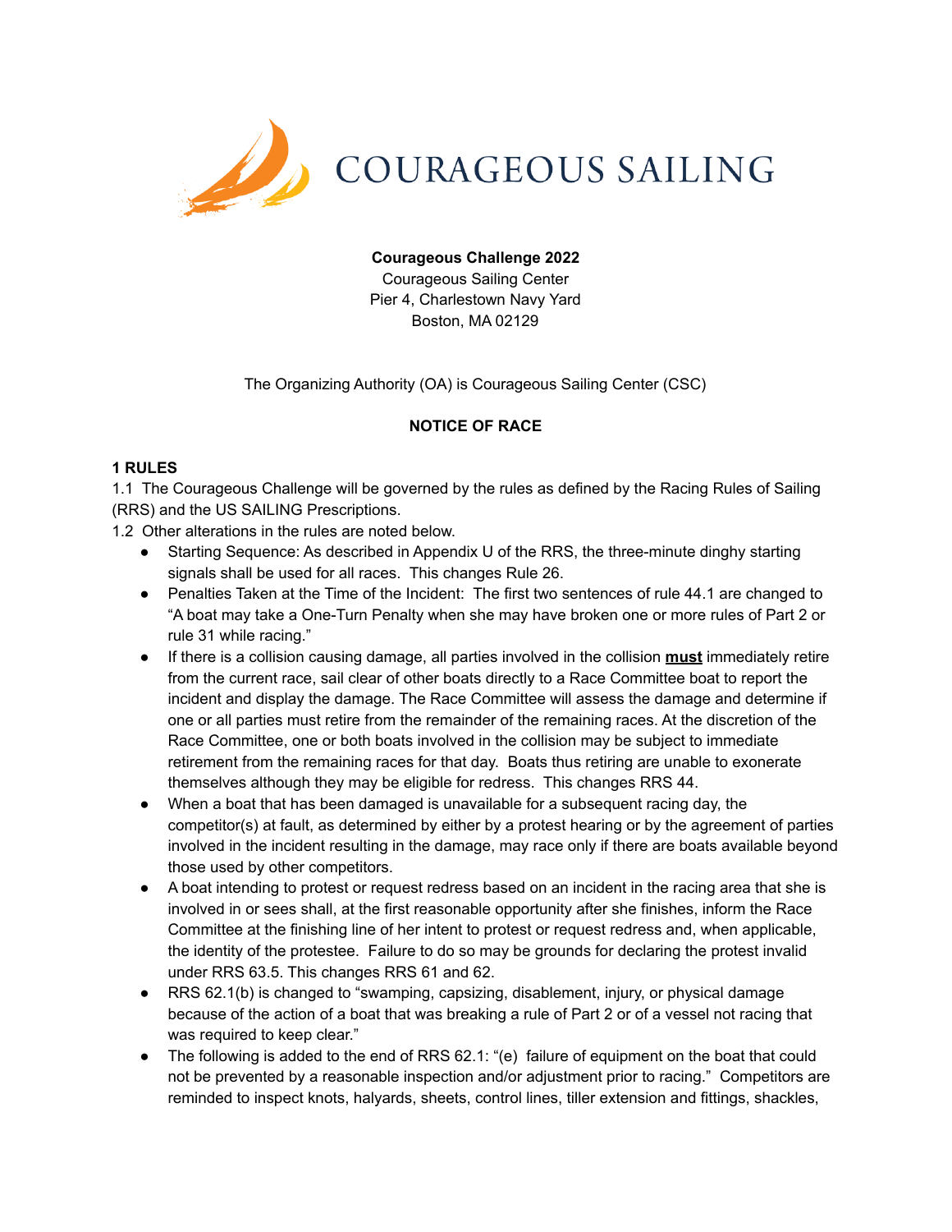# COURAGEOUS SAILING

**Courageous Challenge 2022**
Courageous Sailing Center
Pier 4, Charlestown Navy Yard
Boston, MA 02129

The Organizing Authority (OA) is Courageous Sailing Center (CSC)

## NOTICE OF RACE

### 1 RULES

1.1 The Courageous Challenge will be governed by the rules as defined by the Racing Rules of Sailing (RRS) and the US SAILING Prescriptions.

1.2 Other alterations in the rules are noted below.

- Starting Sequence: As described in Appendix U of the RRS, the three-minute dinghy starting signals shall be used for all races. This changes Rule 26.
- Penalties Taken at the Time of the Incident: The first two sentences of rule 44.1 are changed to "A boat may take a One-Turn Penalty when she may have broken one or more rules of Part 2 or rule 31 while racing."
- If there is a collision causing damage, all parties involved in the collision **<u>must</u>** immediately retire from the current race, sail clear of other boats directly to a Race Committee boat to report the incident and display the damage. The Race Committee will assess the damage and determine if one or all parties must retire from the remainder of the remaining races. At the discretion of the Race Committee, one or both boats involved in the collision may be subject to immediate retirement from the remaining races for that day. Boats thus retiring are unable to exonerate themselves although they may be eligible for redress. This changes RRS 44.
- When a boat that has been damaged is unavailable for a subsequent racing day, the competitor(s) at fault, as determined by either by a protest hearing or by the agreement of parties involved in the incident resulting in the damage, may race only if there are boats available beyond those used by other competitors.
- A boat intending to protest or request redress based on an incident in the racing area that she is involved in or sees shall, at the first reasonable opportunity after she finishes, inform the Race Committee at the finishing line of her intent to protest or request redress and, when applicable, the identity of the protestee. Failure to do so may be grounds for declaring the protest invalid under RRS 63.5. This changes RRS 61 and 62.
- RRS 62.1(b) is changed to "swamping, capsizing, disablement, injury, or physical damage because of the action of a boat that was breaking a rule of Part 2 or of a vessel not racing that was required to keep clear."
- The following is added to the end of RRS 62.1: "(e) failure of equipment on the boat that could not be prevented by a reasonable inspection and/or adjustment prior to racing." Competitors are reminded to inspect knots, halyards, sheets, control lines, tiller extension and fittings, shackles,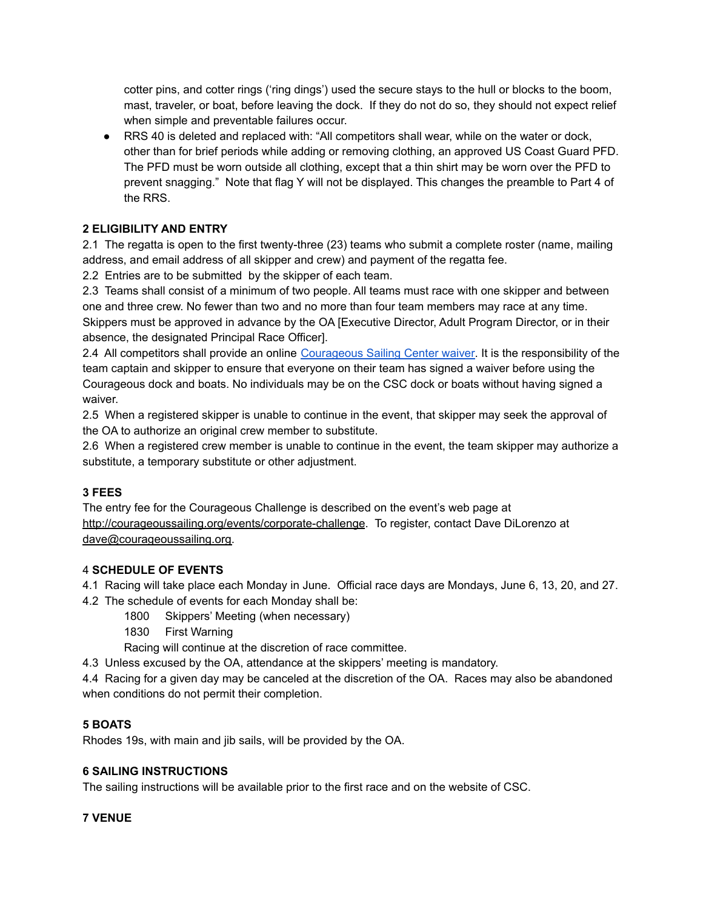cotter pins, and cotter rings ('ring dings') used the secure stays to the hull or blocks to the boom, mast, traveler, or boat, before leaving the dock. If they do not do so, they should not expect relief when simple and preventable failures occur.

- RRS 40 is deleted and replaced with: "All competitors shall wear, while on the water or dock, other than for brief periods while adding or removing clothing, an approved US Coast Guard PFD. The PFD must be worn outside all clothing, except that a thin shirt may be worn over the PFD to prevent snagging." Note that flag Y will not be displayed. This changes the preamble to Part 4 of the RRS.

**2 ELIGIBILITY AND ENTRY**

2.1 The regatta is open to the first twenty-three (23) teams who submit a complete roster (name, mailing address, and email address of all skipper and crew) and payment of the regatta fee.

2.2 Entries are to be submitted by the skipper of each team.

2.3 Teams shall consist of a minimum of two people. All teams must race with one skipper and between one and three crew. No fewer than two and no more than four team members may race at any time. Skippers must be approved in advance by the OA [Executive Director, Adult Program Director, or in their absence, the designated Principal Race Officer].

2.4 All competitors shall provide an online Courageous Sailing Center waiver. It is the responsibility of the team captain and skipper to ensure that everyone on their team has signed a waiver before using the Courageous dock and boats. No individuals may be on the CSC dock or boats without having signed a waiver.

2.5 When a registered skipper is unable to continue in the event, that skipper may seek the approval of the OA to authorize an original crew member to substitute.

2.6 When a registered crew member is unable to continue in the event, the team skipper may authorize a substitute, a temporary substitute or other adjustment.

**3 FEES**

The entry fee for the Courageous Challenge is described on the event's web page at http://courageoussailing.org/events/corporate-challenge. To register, contact Dave DiLorenzo at dave@courageoussailing.org.

4 **SCHEDULE OF EVENTS**

4.1 Racing will take place each Monday in June. Official race days are Mondays, June 6, 13, 20, and 27.

4.2 The schedule of events for each Monday shall be:

1800 Skippers' Meeting (when necessary)
1830 First Warning
Racing will continue at the discretion of race committee.

4.3 Unless excused by the OA, attendance at the skippers' meeting is mandatory.

4.4 Racing for a given day may be canceled at the discretion of the OA. Races may also be abandoned when conditions do not permit their completion.

**5 BOATS**

Rhodes 19s, with main and jib sails, will be provided by the OA.

**6 SAILING INSTRUCTIONS**

The sailing instructions will be available prior to the first race and on the website of CSC.

**7 VENUE**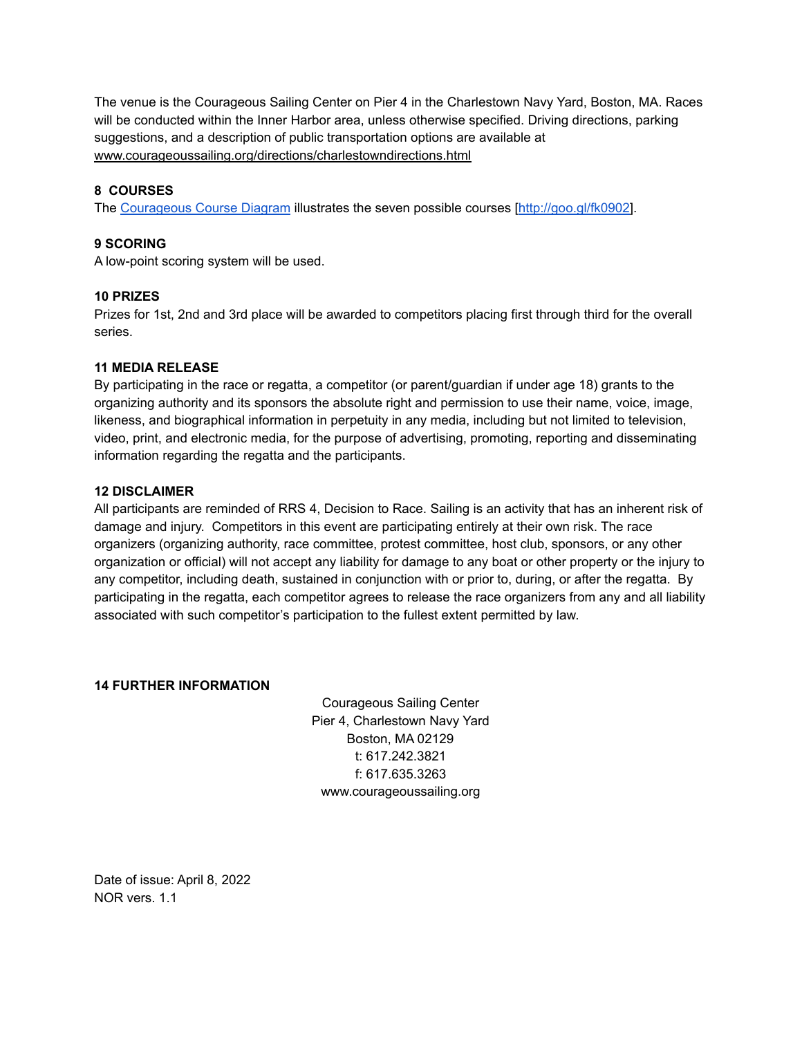The venue is the Courageous Sailing Center on Pier 4 in the Charlestown Navy Yard, Boston, MA. Races will be conducted within the Inner Harbor area, unless otherwise specified. Driving directions, parking suggestions, and a description of public transportation options are available at www.courageoussailing.org/directions/charlestowndirections.html

**8 COURSES**

The Courageous Course Diagram illustrates the seven possible courses [http://goo.gl/fk0902].

**9 SCORING**

A low-point scoring system will be used.

**10 PRIZES**

Prizes for 1st, 2nd and 3rd place will be awarded to competitors placing first through third for the overall series.

**11 MEDIA RELEASE**

By participating in the race or regatta, a competitor (or parent/guardian if under age 18) grants to the organizing authority and its sponsors the absolute right and permission to use their name, voice, image, likeness, and biographical information in perpetuity in any media, including but not limited to television, video, print, and electronic media, for the purpose of advertising, promoting, reporting and disseminating information regarding the regatta and the participants.

**12 DISCLAIMER**

All participants are reminded of RRS 4, Decision to Race. Sailing is an activity that has an inherent risk of damage and injury. Competitors in this event are participating entirely at their own risk. The race organizers (organizing authority, race committee, protest committee, host club, sponsors, or any other organization or official) will not accept any liability for damage to any boat or other property or the injury to any competitor, including death, sustained in conjunction with or prior to, during, or after the regatta. By participating in the regatta, each competitor agrees to release the race organizers from any and all liability associated with such competitor's participation to the fullest extent permitted by law.

**14 FURTHER INFORMATION**

Courageous Sailing Center
Pier 4, Charlestown Navy Yard
Boston, MA 02129
t: 617.242.3821
f: 617.635.3263
www.courageoussailing.org

Date of issue: April 8, 2022
NOR vers. 1.1